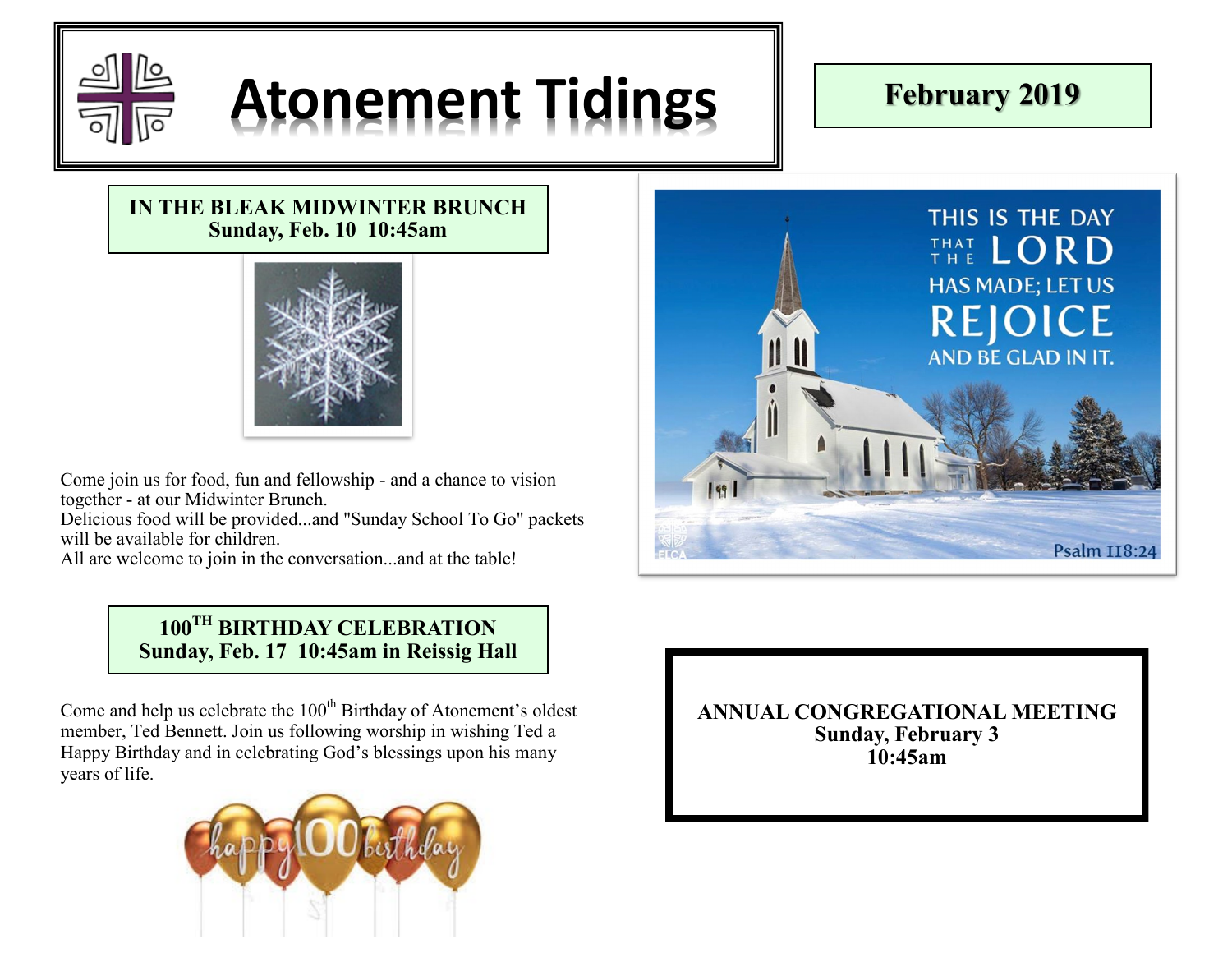# Atonement Tidings

**February 2019**

## IN THE BLEAK MIDWINTER BRUNCH
**Sunday, Feb. 10 10:45am**

Come join us for food, fun and fellowship - and a chance to vision together - at our Midwinter Brunch.
Delicious food will be provided...and "Sunday School To Go" packets will be available for children.
All are welcome to join in the conversation...and at the table!

THIS IS THE DAY THAT THE LORD HAS MADE; LET US REJOICE AND BE GLAD IN IT.
Psalm 118:24

## 100TH BIRTHDAY CELEBRATION
**Sunday, Feb. 17 10:45am in Reissig Hall**

Come and help us celebrate the 100th Birthday of Atonement's oldest member, Ted Bennett. Join us following worship in wishing Ted a Happy Birthday and in celebrating God's blessings upon his many years of life.

## ANNUAL CONGREGATIONAL MEETING
**Sunday, February 3**
**10:45am**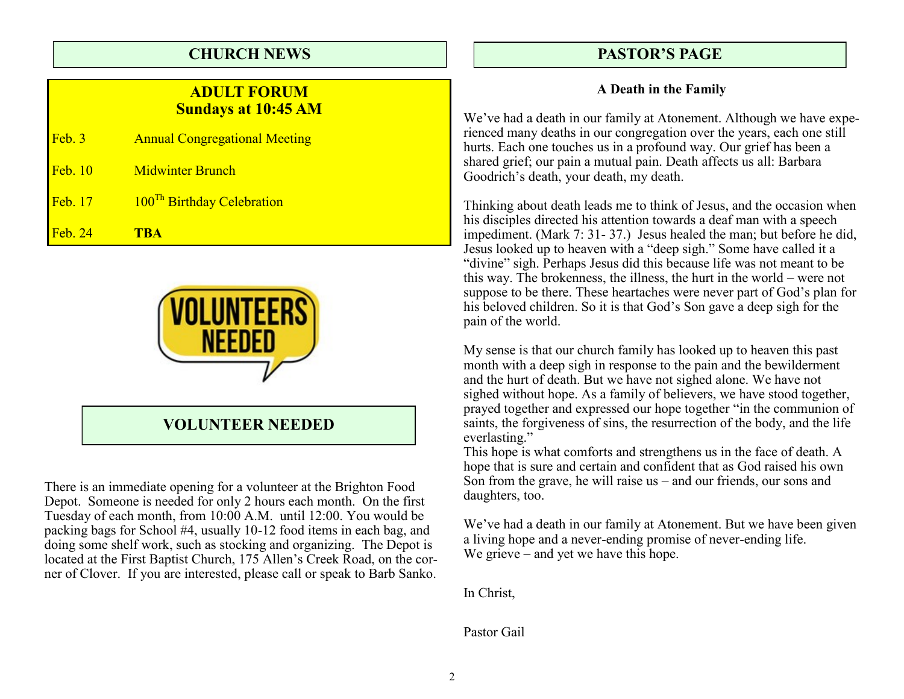## CHURCH NEWS

### ADULT FORUM
### Sundays at 10:45 AM

| | |
|---|---|
| Feb. 3 | Annual Congregational Meeting |
| Feb. 10 | Midwinter Brunch |
| Feb. 17 | 100Th Birthday Celebration |
| Feb. 24 | **TBA** |

VOLUNTEERS NEEDED

## VOLUNTEER NEEDED

There is an immediate opening for a volunteer at the Brighton Food Depot. Someone is needed for only 2 hours each month. On the first Tuesday of each month, from 10:00 A.M. until 12:00. You would be packing bags for School #4, usually 10-12 food items in each bag, and doing some shelf work, such as stocking and organizing. The Depot is located at the First Baptist Church, 175 Allen's Creek Road, on the corner of Clover. If you are interested, please call or speak to Barb Sanko.

## PASTOR'S PAGE

**A Death in the Family**

We've had a death in our family at Atonement. Although we have experienced many deaths in our congregation over the years, each one still hurts. Each one touches us in a profound way. Our grief has been a shared grief; our pain a mutual pain. Death affects us all: Barbara Goodrich's death, your death, my death.

Thinking about death leads me to think of Jesus, and the occasion when his disciples directed his attention towards a deaf man with a speech impediment. (Mark 7: 31- 37.) Jesus healed the man; but before he did, Jesus looked up to heaven with a "deep sigh." Some have called it a "divine" sigh. Perhaps Jesus did this because life was not meant to be this way. The brokenness, the illness, the hurt in the world – were not suppose to be there. These heartaches were never part of God's plan for his beloved children. So it is that God's Son gave a deep sigh for the pain of the world.

My sense is that our church family has looked up to heaven this past month with a deep sigh in response to the pain and the bewilderment and the hurt of death. But we have not sighed alone. We have not sighed without hope. As a family of believers, we have stood together, prayed together and expressed our hope together "in the communion of saints, the forgiveness of sins, the resurrection of the body, and the life everlasting."
This hope is what comforts and strengthens us in the face of death. A hope that is sure and certain and confident that as God raised his own Son from the grave, he will raise us – and our friends, our sons and daughters, too.

We've had a death in our family at Atonement. But we have been given a living hope and a never-ending promise of never-ending life.
We grieve – and yet we have this hope.

In Christ,

Pastor Gail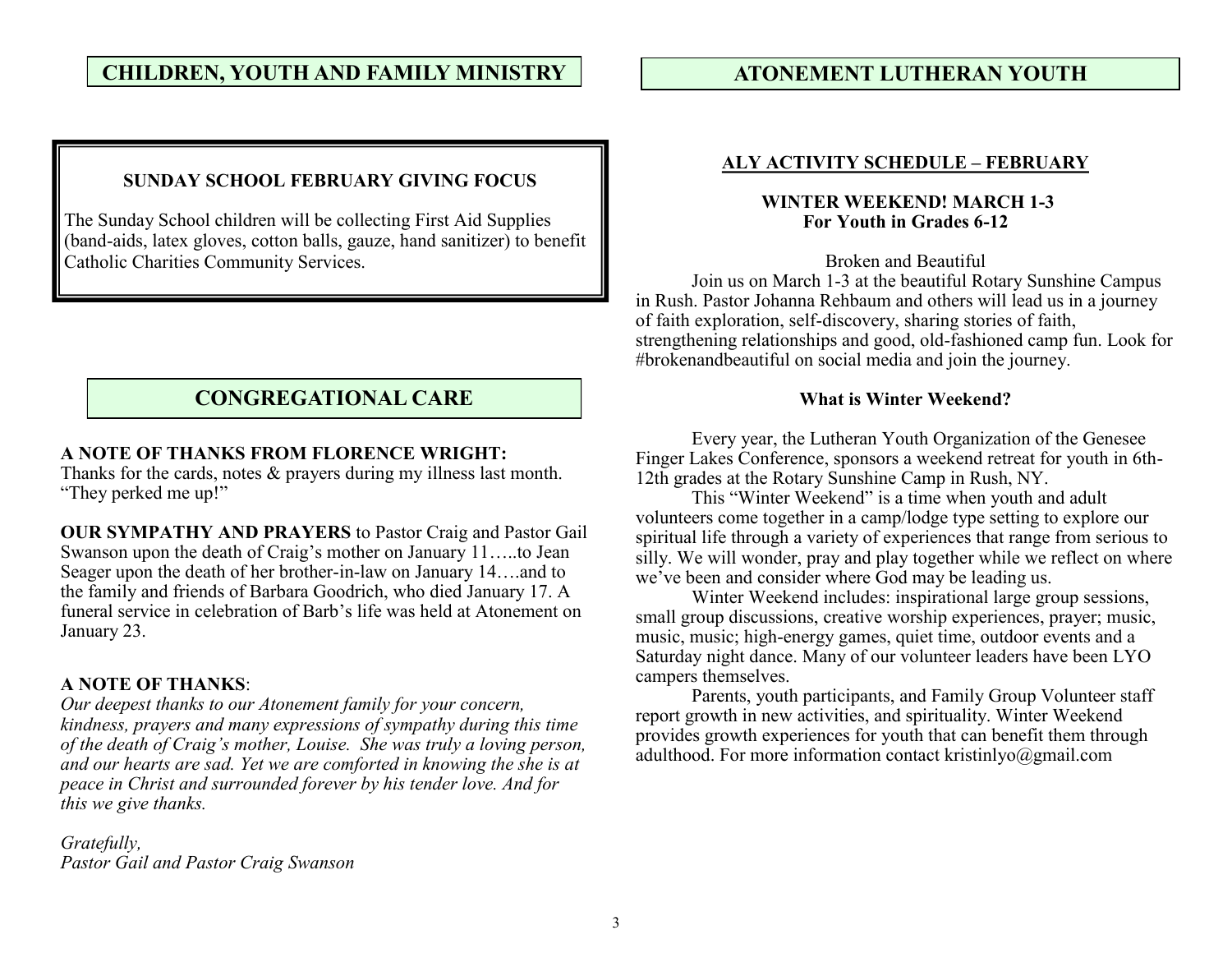## CHILDREN, YOUTH AND FAMILY MINISTRY

### SUNDAY SCHOOL FEBRUARY GIVING FOCUS

The Sunday School children will be collecting First Aid Supplies (band-aids, latex gloves, cotton balls, gauze, hand sanitizer) to benefit Catholic Charities Community Services.

## CONGREGATIONAL CARE

**A NOTE OF THANKS FROM FLORENCE WRIGHT:**
Thanks for the cards, notes & prayers during my illness last month. "They perked me up!"

**OUR SYMPATHY AND PRAYERS** to Pastor Craig and Pastor Gail Swanson upon the death of Craig's mother on January 11…..to Jean Seager upon the death of her brother-in-law on January 14….and to the family and friends of Barbara Goodrich, who died January 17. A funeral service in celebration of Barb's life was held at Atonement on January 23.

**A NOTE OF THANKS**:
*Our deepest thanks to our Atonement family for your concern, kindness, prayers and many expressions of sympathy during this time of the death of Craig's mother, Louise. She was truly a loving person, and our hearts are sad. Yet we are comforted in knowing the she is at peace in Christ and surrounded forever by his tender love. And for this we give thanks.*

*Gratefully,*
*Pastor Gail and Pastor Craig Swanson*

## ATONEMENT LUTHERAN YOUTH

### ALY ACTIVITY SCHEDULE – FEBRUARY

**WINTER WEEKEND! MARCH 1-3**
**For Youth in Grades 6-12**

Broken and Beautiful

Join us on March 1-3 at the beautiful Rotary Sunshine Campus in Rush. Pastor Johanna Rehbaum and others will lead us in a journey of faith exploration, self-discovery, sharing stories of faith, strengthening relationships and good, old-fashioned camp fun. Look for #brokenandbeautiful on social media and join the journey.

**What is Winter Weekend?**

Every year, the Lutheran Youth Organization of the Genesee Finger Lakes Conference, sponsors a weekend retreat for youth in 6th-12th grades at the Rotary Sunshine Camp in Rush, NY.

This "Winter Weekend" is a time when youth and adult volunteers come together in a camp/lodge type setting to explore our spiritual life through a variety of experiences that range from serious to silly. We will wonder, pray and play together while we reflect on where we've been and consider where God may be leading us.

Winter Weekend includes: inspirational large group sessions, small group discussions, creative worship experiences, prayer; music, music, music; high-energy games, quiet time, outdoor events and a Saturday night dance. Many of our volunteer leaders have been LYO campers themselves.

Parents, youth participants, and Family Group Volunteer staff report growth in new activities, and spirituality. Winter Weekend provides growth experiences for youth that can benefit them through adulthood. For more information contact kristinlyo@gmail.com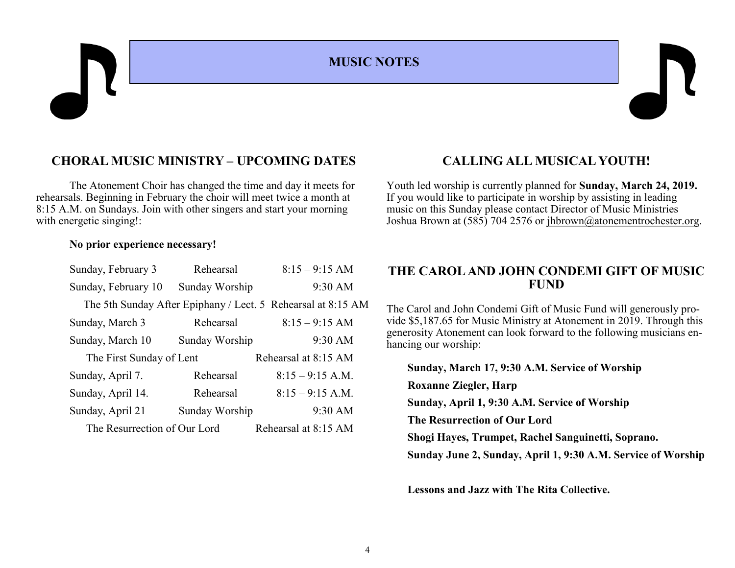# MUSIC NOTES

## CHORAL MUSIC MINISTRY – UPCOMING DATES

The Atonement Choir has changed the time and day it meets for rehearsals. Beginning in February the choir will meet twice a month at 8:15 A.M. on Sundays. Join with other singers and start your morning with energetic singing!:

**No prior experience necessary!**

| | | |
|---|---|---|
| Sunday, February 3 | Rehearsal | 8:15 – 9:15 AM |
| Sunday, February 10 | Sunday Worship | 9:30 AM |
| The 5th Sunday After Epiphany / Lect. 5 | | Rehearsal at 8:15 AM |
| Sunday, March 3 | Rehearsal | 8:15 – 9:15 AM |
| Sunday, March 10 | Sunday Worship | 9:30 AM |
| The First Sunday of Lent | | Rehearsal at 8:15 AM |
| Sunday, April 7. | Rehearsal | 8:15 – 9:15 A.M. |
| Sunday, April 14. | Rehearsal | 8:15 – 9:15 A.M. |
| Sunday, April 21 | Sunday Worship | 9:30 AM |
| The Resurrection of Our Lord | | Rehearsal at 8:15 AM |

## CALLING ALL MUSICAL YOUTH!

Youth led worship is currently planned for **Sunday, March 24, 2019.** If you would like to participate in worship by assisting in leading music on this Sunday please contact Director of Music Ministries Joshua Brown at (585) 704 2576 or jhbrown@atonementrochester.org.

## THE CAROL AND JOHN CONDEMI GIFT OF MUSIC FUND

The Carol and John Condemi Gift of Music Fund will generously provide $5,187.65 for Music Ministry at Atonement in 2019. Through this generosity Atonement can look forward to the following musicians enhancing our worship:

**Sunday, March 17, 9:30 A.M. Service of Worship**

**Roxanne Ziegler, Harp**

**Sunday, April 1, 9:30 A.M. Service of Worship**

**The Resurrection of Our Lord**

**Shogi Hayes, Trumpet, Rachel Sanguinetti, Soprano.**

**Sunday June 2, Sunday, April 1, 9:30 A.M. Service of Worship**

**Lessons and Jazz with The Rita Collective.**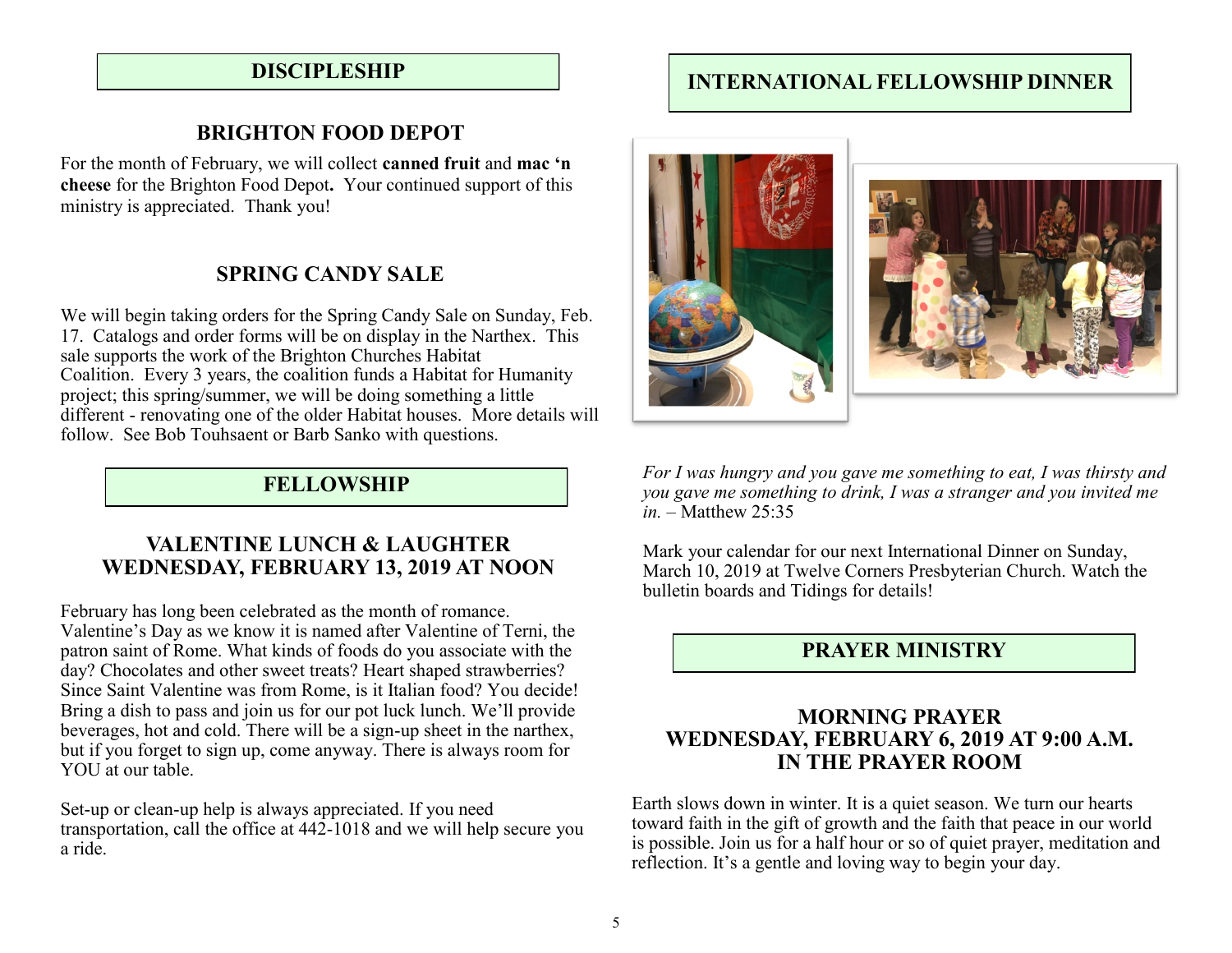## DISCIPLESHIP

### BRIGHTON FOOD DEPOT

For the month of February, we will collect **canned fruit** and **mac 'n cheese** for the Brighton Food Depot**.** Your continued support of this ministry is appreciated. Thank you!

### SPRING CANDY SALE

We will begin taking orders for the Spring Candy Sale on Sunday, Feb. 17. Catalogs and order forms will be on display in the Narthex. This sale supports the work of the Brighton Churches Habitat Coalition. Every 3 years, the coalition funds a Habitat for Humanity project; this spring/summer, we will be doing something a little different - renovating one of the older Habitat houses. More details will follow. See Bob Touhsaent or Barb Sanko with questions.

## FELLOWSHIP

### VALENTINE LUNCH & LAUGHTER
### WEDNESDAY, FEBRUARY 13, 2019 AT NOON

February has long been celebrated as the month of romance. Valentine's Day as we know it is named after Valentine of Terni, the patron saint of Rome. What kinds of foods do you associate with the day? Chocolates and other sweet treats? Heart shaped strawberries? Since Saint Valentine was from Rome, is it Italian food? You decide! Bring a dish to pass and join us for our pot luck lunch. We'll provide beverages, hot and cold. There will be a sign-up sheet in the narthex, but if you forget to sign up, come anyway. There is always room for YOU at our table.

Set-up or clean-up help is always appreciated. If you need transportation, call the office at 442-1018 and we will help secure you a ride.

## INTERNATIONAL FELLOWSHIP DINNER

*For I was hungry and you gave me something to eat, I was thirsty and you gave me something to drink, I was a stranger and you invited me in.* – Matthew 25:35

Mark your calendar for our next International Dinner on Sunday, March 10, 2019 at Twelve Corners Presbyterian Church. Watch the bulletin boards and Tidings for details!

## PRAYER MINISTRY

### MORNING PRAYER
### WEDNESDAY, FEBRUARY 6, 2019 AT 9:00 A.M.
### IN THE PRAYER ROOM

Earth slows down in winter. It is a quiet season. We turn our hearts toward faith in the gift of growth and the faith that peace in our world is possible. Join us for a half hour or so of quiet prayer, meditation and reflection. It's a gentle and loving way to begin your day.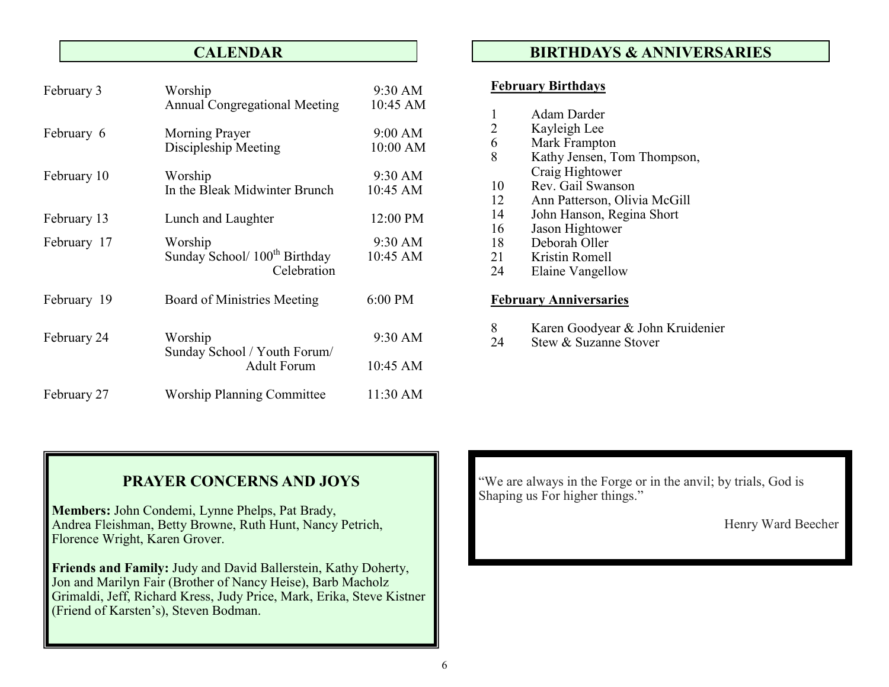## CALENDAR

| | | |
|---|---|---|
| February 3 | Worship | 9:30 AM |
| | Annual Congregational Meeting | 10:45 AM |
| February 6 | Morning Prayer | 9:00 AM |
| | Discipleship Meeting | 10:00 AM |
| February 10 | Worship | 9:30 AM |
| | In the Bleak Midwinter Brunch | 10:45 AM |
| February 13 | Lunch and Laughter | 12:00 PM |
| February 17 | Worship | 9:30 AM |
| | Sunday School/ 100th Birthday Celebration | 10:45 AM |
| February 19 | Board of Ministries Meeting | 6:00 PM |
| February 24 | Worship | 9:30 AM |
| | Sunday School / Youth Forum/ Adult Forum | 10:45 AM |
| February 27 | Worship Planning Committee | 11:30 AM |

## BIRTHDAYS & ANNIVERSARIES

**February Birthdays**

| | |
|---|---|
| 1 | Adam Darder |
| 2 | Kayleigh Lee |
| 6 | Mark Frampton |
| 8 | Kathy Jensen, Tom Thompson, Craig Hightower |
| 10 | Rev. Gail Swanson |
| 12 | Ann Patterson, Olivia McGill |
| 14 | John Hanson, Regina Short |
| 16 | Jason Hightower |
| 18 | Deborah Oller |
| 21 | Kristin Romell |
| 24 | Elaine Vangellow |

**February Anniversaries**

| | |
|---|---|
| 8 | Karen Goodyear & John Kruidenier |
| 24 | Stew & Suzanne Stover |

## PRAYER CONCERNS AND JOYS

**Members:** John Condemi, Lynne Phelps, Pat Brady, Andrea Fleishman, Betty Browne, Ruth Hunt, Nancy Petrich, Florence Wright, Karen Grover.

**Friends and Family:** Judy and David Ballerstein, Kathy Doherty, Jon and Marilyn Fair (Brother of Nancy Heise), Barb Macholz Grimaldi, Jeff, Richard Kress, Judy Price, Mark, Erika, Steve Kistner (Friend of Karsten's), Steven Bodman.

"We are always in the Forge or in the anvil; by trials, God is Shaping us For higher things."

Henry Ward Beecher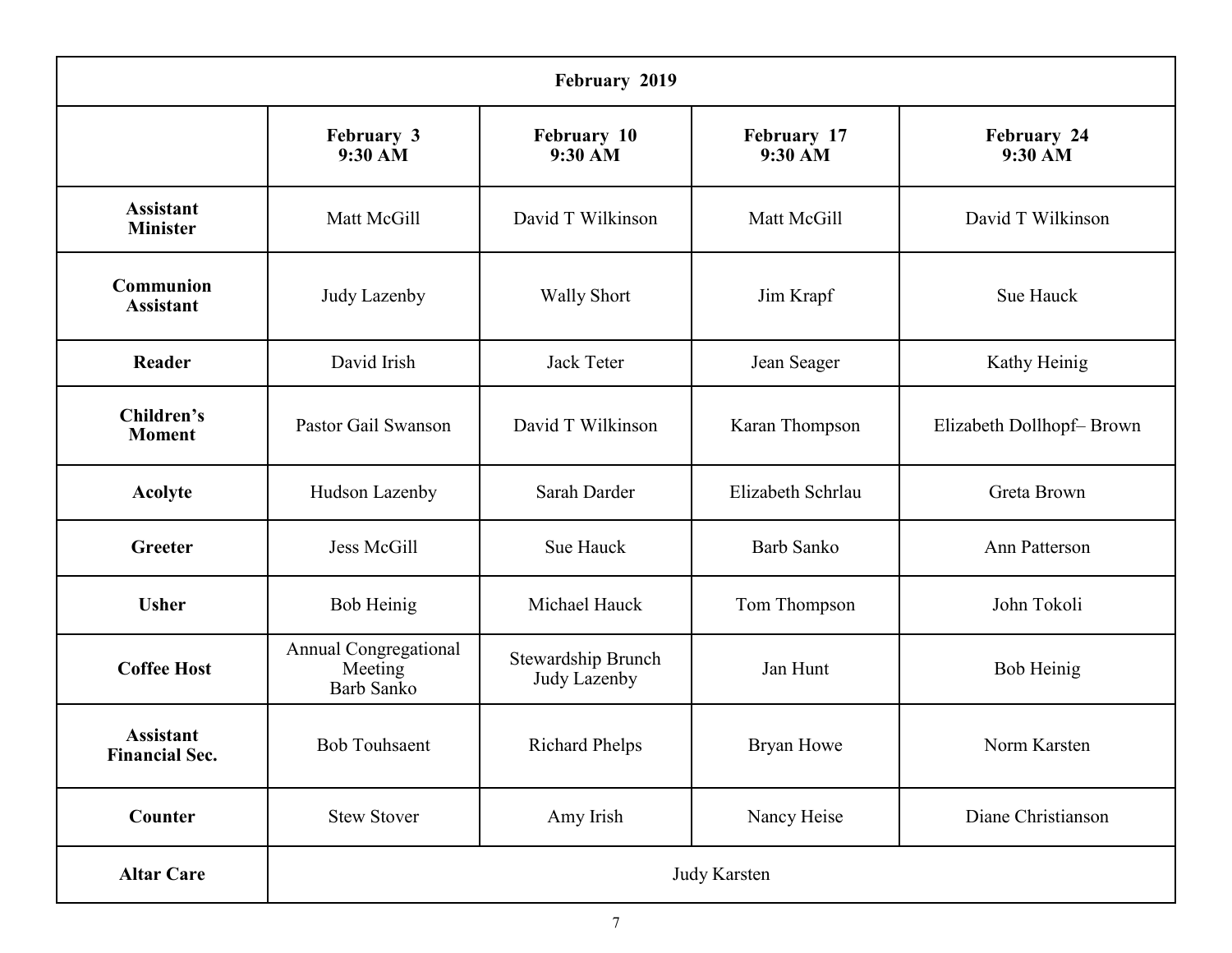| February 2019 | | | | |
|---|---|---|---|---|
| | **February 3 9:30 AM** | **February 10 9:30 AM** | **February 17 9:30 AM** | **February 24 9:30 AM** |
| **Assistant Minister** | Matt McGill | David T Wilkinson | Matt McGill | David T Wilkinson |
| **Communion Assistant** | Judy Lazenby | Wally Short | Jim Krapf | Sue Hauck |
| **Reader** | David Irish | Jack Teter | Jean Seager | Kathy Heinig |
| **Children's Moment** | Pastor Gail Swanson | David T Wilkinson | Karan Thompson | Elizabeth Dollhopf– Brown |
| **Acolyte** | Hudson Lazenby | Sarah Darder | Elizabeth Schrlau | Greta Brown |
| **Greeter** | Jess McGill | Sue Hauck | Barb Sanko | Ann Patterson |
| **Usher** | Bob Heinig | Michael Hauck | Tom Thompson | John Tokoli |
| **Coffee Host** | Annual Congregational Meeting Barb Sanko | Stewardship Brunch Judy Lazenby | Jan Hunt | Bob Heinig |
| **Assistant Financial Sec.** | Bob Touhsaent | Richard Phelps | Bryan Howe | Norm Karsten |
| **Counter** | Stew Stover | Amy Irish | Nancy Heise | Diane Christianson |
| **Altar Care** | Judy Karsten | | | |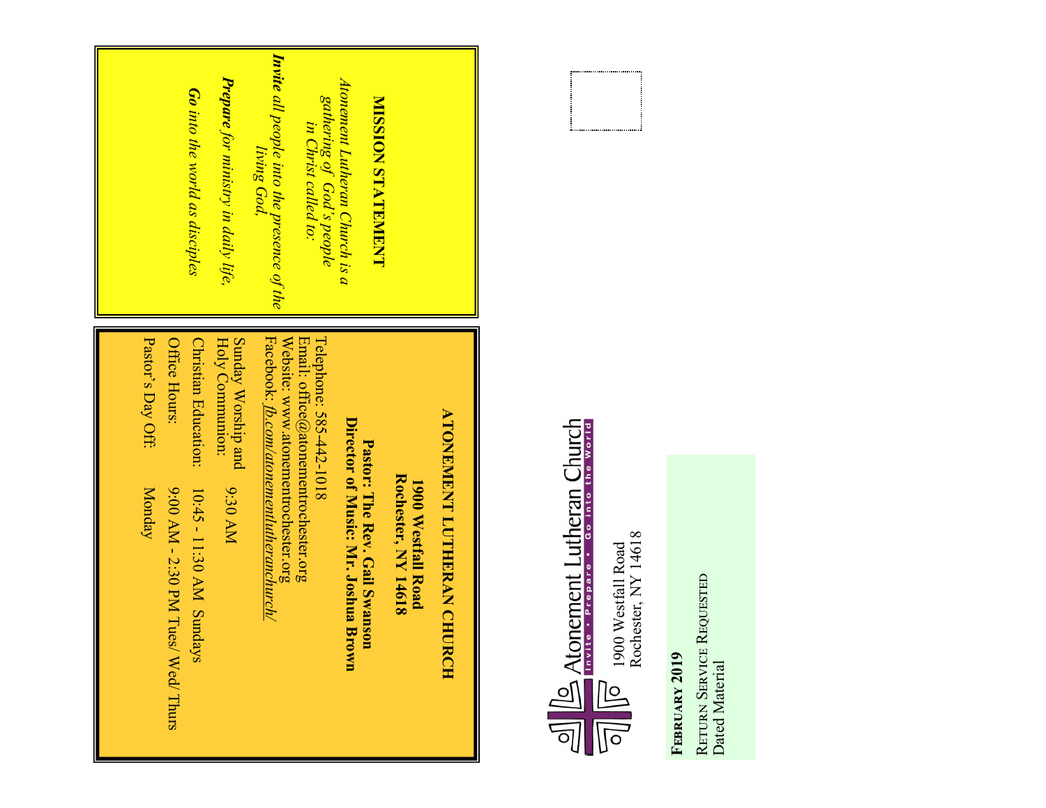## MISSION STATEMENT

*Atonement Lutheran Church is a gathering of God's people in Christ called to:*

***Invite** all people into the presence of the living God,*

***Prepare** for ministry in daily life,*

***Go** into the world as disciples*

## ATONEMENT LUTHERAN CHURCH

**1900 Westfall Road**
**Rochester, NY 14618**

**Pastor: The Rev. Gail Swanson**
**Director of Music: Mr. Joshua Brown**

Telephone: 585-442-1018
Email: office@atonementrochester.org
Website: www.atonementrochester.org
Facebook: *fb.com/atonementlutheranchurch/*

| | |
|---|---|
| Sunday Worship and Holy Communion: | 9:30 AM |
| Christian Education: | 10:45 - 11:30 AM Sundays |
| Office Hours: | 9:00 AM - 2:30 PM Tues/ Wed/ Thurs |
| Pastor's Day Off: | Monday |

Atonement Lutheran Church
Invite • Prepare • Go into the World

1900 Westfall Road
Rochester, NY 14618

**February 2019**

Return Service Requested
Dated Material